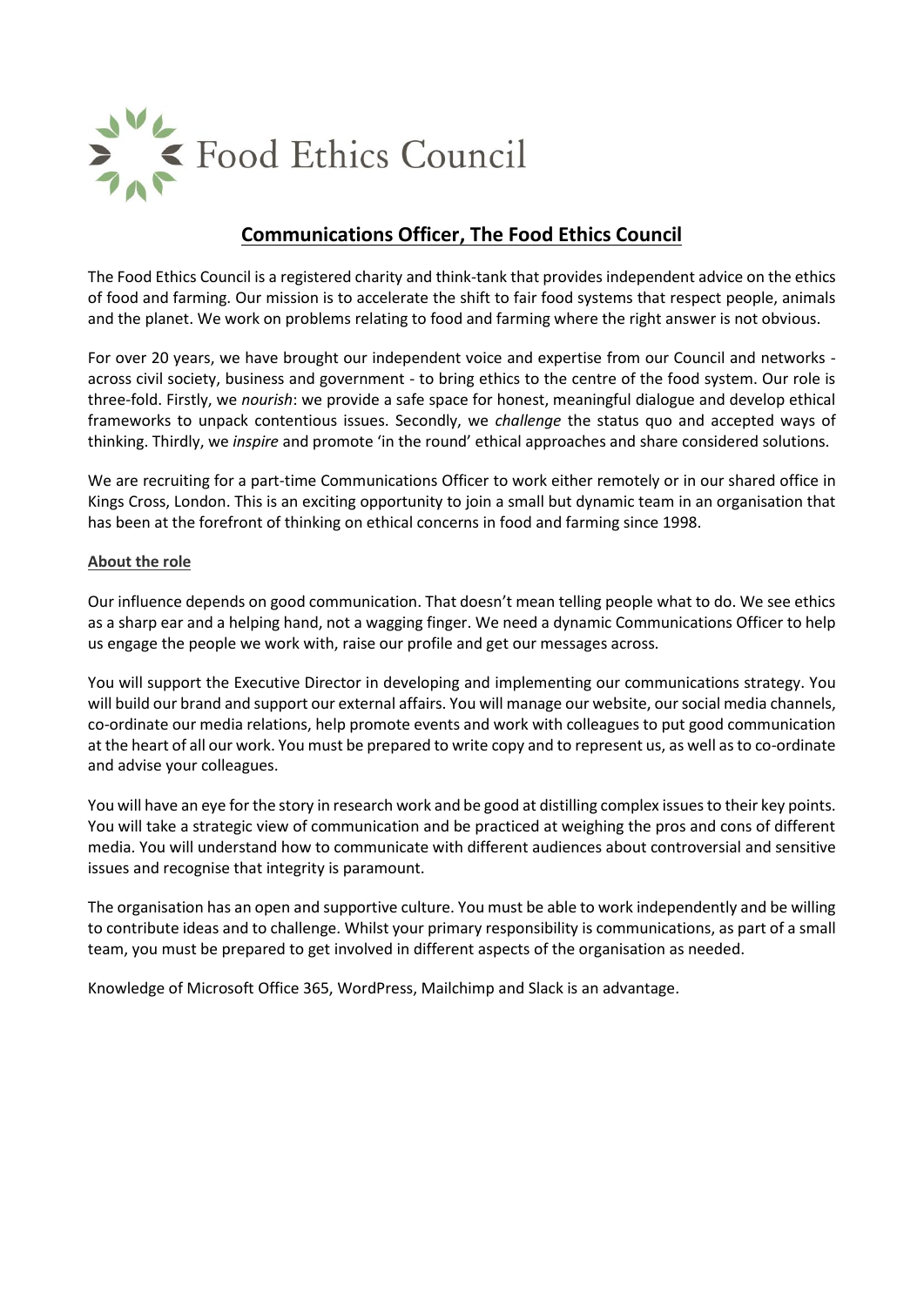Food Ethics Council

# Communications Officer, The Food Ethics Council

The Food Ethics Council is a registered charity and think-tank that provides independent advice on the ethics of food and farming. Our mission is to accelerate the shift to fair food systems that respect people, animals and the planet. We work on problems relating to food and farming where the right answer is not obvious.

For over 20 years, we have brought our independent voice and expertise from our Council and networks - across civil society, business and government - to bring ethics to the centre of the food system. Our role is three-fold. Firstly, we *nourish*: we provide a safe space for honest, meaningful dialogue and develop ethical frameworks to unpack contentious issues. Secondly, we *challenge* the status quo and accepted ways of thinking. Thirdly, we *inspire* and promote 'in the round' ethical approaches and share considered solutions.

We are recruiting for a part-time Communications Officer to work either remotely or in our shared office in Kings Cross, London. This is an exciting opportunity to join a small but dynamic team in an organisation that has been at the forefront of thinking on ethical concerns in food and farming since 1998.

## About the role

Our influence depends on good communication. That doesn't mean telling people what to do. We see ethics as a sharp ear and a helping hand, not a wagging finger. We need a dynamic Communications Officer to help us engage the people we work with, raise our profile and get our messages across.

You will support the Executive Director in developing and implementing our communications strategy. You will build our brand and support our external affairs. You will manage our website, our social media channels, co-ordinate our media relations, help promote events and work with colleagues to put good communication at the heart of all our work. You must be prepared to write copy and to represent us, as well as to co-ordinate and advise your colleagues.

You will have an eye for the story in research work and be good at distilling complex issues to their key points. You will take a strategic view of communication and be practiced at weighing the pros and cons of different media. You will understand how to communicate with different audiences about controversial and sensitive issues and recognise that integrity is paramount.

The organisation has an open and supportive culture. You must be able to work independently and be willing to contribute ideas and to challenge. Whilst your primary responsibility is communications, as part of a small team, you must be prepared to get involved in different aspects of the organisation as needed.

Knowledge of Microsoft Office 365, WordPress, Mailchimp and Slack is an advantage.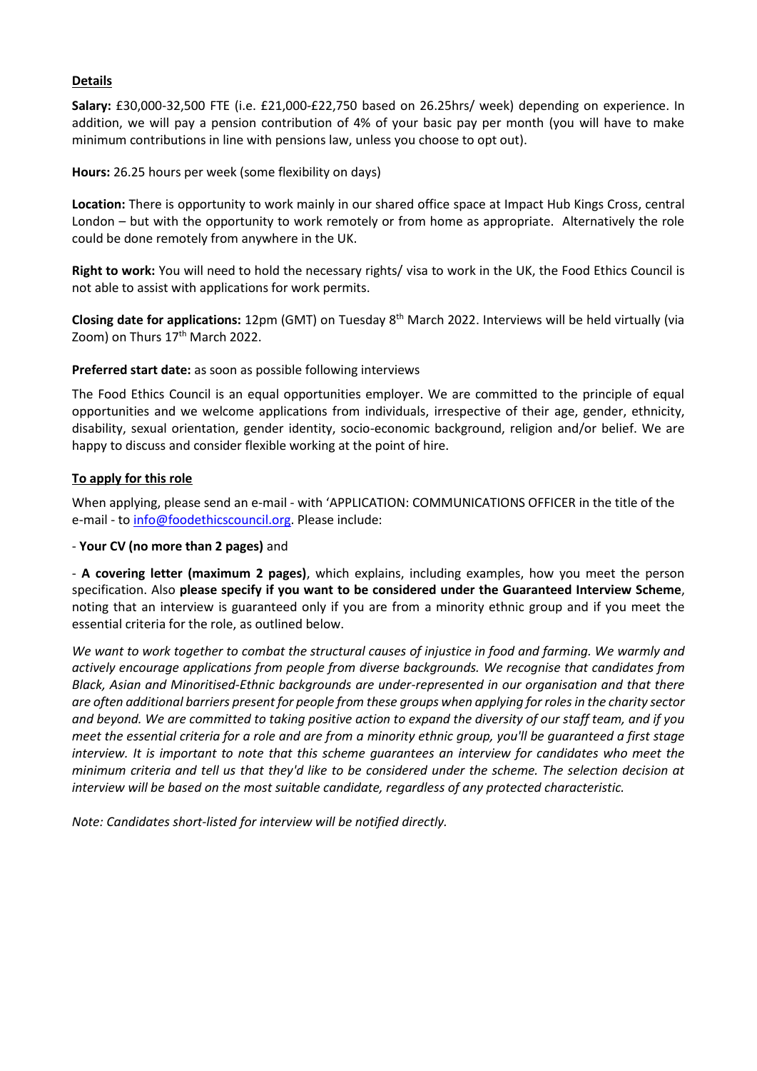## Details

**Salary:** £30,000-32,500 FTE (i.e. £21,000-£22,750 based on 26.25hrs/ week) depending on experience. In addition, we will pay a pension contribution of 4% of your basic pay per month (you will have to make minimum contributions in line with pensions law, unless you choose to opt out).

**Hours:** 26.25 hours per week (some flexibility on days)

**Location:** There is opportunity to work mainly in our shared office space at Impact Hub Kings Cross, central London – but with the opportunity to work remotely or from home as appropriate. Alternatively the role could be done remotely from anywhere in the UK.

**Right to work:** You will need to hold the necessary rights/ visa to work in the UK, the Food Ethics Council is not able to assist with applications for work permits.

**Closing date for applications:** 12pm (GMT) on Tuesday 8th March 2022. Interviews will be held virtually (via Zoom) on Thurs 17th March 2022.

**Preferred start date:** as soon as possible following interviews

The Food Ethics Council is an equal opportunities employer. We are committed to the principle of equal opportunities and we welcome applications from individuals, irrespective of their age, gender, ethnicity, disability, sexual orientation, gender identity, socio-economic background, religion and/or belief. We are happy to discuss and consider flexible working at the point of hire.

## To apply for this role

When applying, please send an e-mail - with 'APPLICATION: COMMUNICATIONS OFFICER in the title of the e-mail - to info@foodethicscouncil.org. Please include:

- **Your CV (no more than 2 pages)** and

- **A covering letter (maximum 2 pages)**, which explains, including examples, how you meet the person specification. Also **please specify if you want to be considered under the Guaranteed Interview Scheme**, noting that an interview is guaranteed only if you are from a minority ethnic group and if you meet the essential criteria for the role, as outlined below.

*We want to work together to combat the structural causes of injustice in food and farming. We warmly and actively encourage applications from people from diverse backgrounds. We recognise that candidates from Black, Asian and Minoritised-Ethnic backgrounds are under-represented in our organisation and that there are often additional barriers present for people from these groups when applying for roles in the charity sector and beyond. We are committed to taking positive action to expand the diversity of our staff team, and if you meet the essential criteria for a role and are from a minority ethnic group, you'll be guaranteed a first stage interview. It is important to note that this scheme guarantees an interview for candidates who meet the minimum criteria and tell us that they'd like to be considered under the scheme. The selection decision at interview will be based on the most suitable candidate, regardless of any protected characteristic.*

*Note: Candidates short-listed for interview will be notified directly.*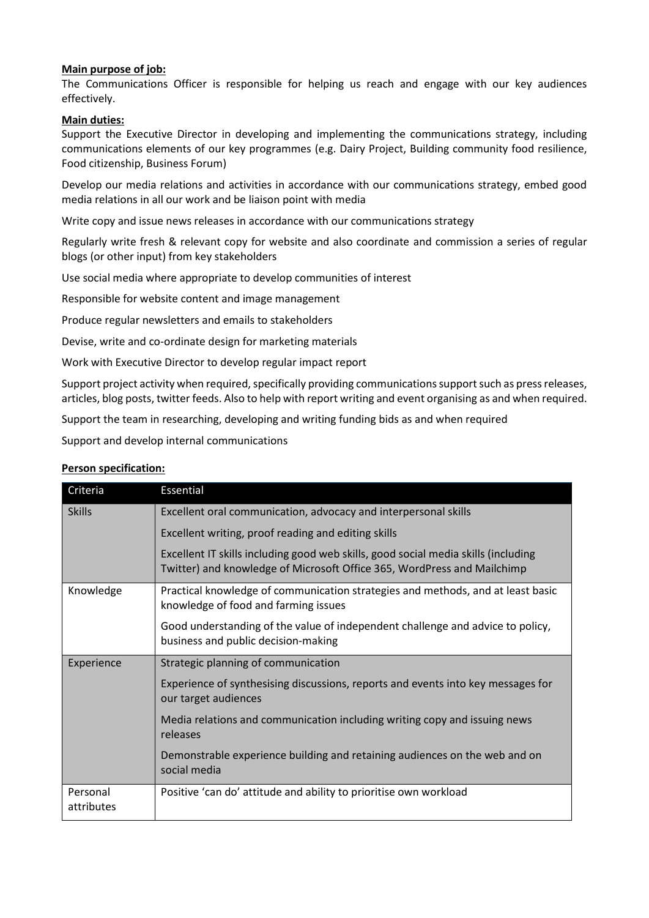**Main purpose of job:**

The Communications Officer is responsible for helping us reach and engage with our key audiences effectively.

**Main duties:**

Support the Executive Director in developing and implementing the communications strategy, including communications elements of our key programmes (e.g. Dairy Project, Building community food resilience, Food citizenship, Business Forum)

Develop our media relations and activities in accordance with our communications strategy, embed good media relations in all our work and be liaison point with media

Write copy and issue news releases in accordance with our communications strategy

Regularly write fresh & relevant copy for website and also coordinate and commission a series of regular blogs (or other input) from key stakeholders

Use social media where appropriate to develop communities of interest

Responsible for website content and image management

Produce regular newsletters and emails to stakeholders

Devise, write and co-ordinate design for marketing materials

Work with Executive Director to develop regular impact report

Support project activity when required, specifically providing communications support such as press releases, articles, blog posts, twitter feeds. Also to help with report writing and event organising as and when required.

Support the team in researching, developing and writing funding bids as and when required

Support and develop internal communications

**Person specification:**

| Criteria | Essential |
|---|---|
| Skills | Excellent oral communication, advocacy and interpersonal skills |
| | Excellent writing, proof reading and editing skills |
| | Excellent IT skills including good web skills, good social media skills (including Twitter) and knowledge of Microsoft Office 365, WordPress and Mailchimp |
| Knowledge | Practical knowledge of communication strategies and methods, and at least basic knowledge of food and farming issues |
| | Good understanding of the value of independent challenge and advice to policy, business and public decision-making |
| Experience | Strategic planning of communication |
| | Experience of synthesising discussions, reports and events into key messages for our target audiences |
| | Media relations and communication including writing copy and issuing news releases |
| | Demonstrable experience building and retaining audiences on the web and on social media |
| Personal attributes | Positive 'can do' attitude and ability to prioritise own workload |